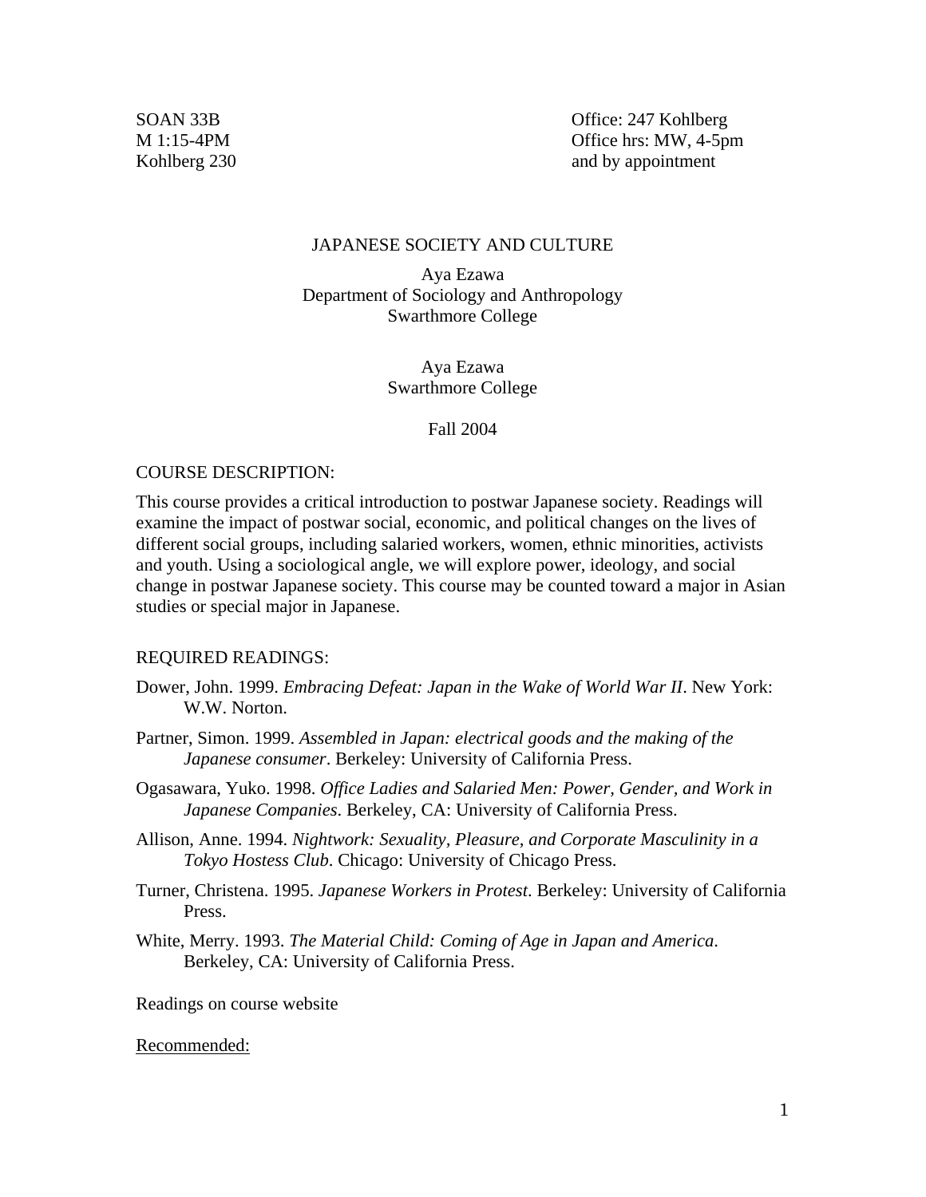SOAN 33B
M 1:15-4PM
Kohlberg 230

Office: 247 Kohlberg
Office hrs: MW, 4-5pm
and by appointment

# JAPANESE SOCIETY AND CULTURE

Aya Ezawa
Department of Sociology and Anthropology
Swarthmore College

Aya Ezawa
Swarthmore College

Fall 2004

## COURSE DESCRIPTION:

This course provides a critical introduction to postwar Japanese society. Readings will examine the impact of postwar social, economic, and political changes on the lives of different social groups, including salaried workers, women, ethnic minorities, activists and youth. Using a sociological angle, we will explore power, ideology, and social change in postwar Japanese society. This course may be counted toward a major in Asian studies or special major in Japanese.

## REQUIRED READINGS:

Dower, John. 1999. *Embracing Defeat: Japan in the Wake of World War II*. New York: W.W. Norton.

Partner, Simon. 1999. *Assembled in Japan: electrical goods and the making of the Japanese consumer*. Berkeley: University of California Press.

Ogasawara, Yuko. 1998. *Office Ladies and Salaried Men: Power, Gender, and Work in Japanese Companies*. Berkeley, CA: University of California Press.

Allison, Anne. 1994. *Nightwork: Sexuality, Pleasure, and Corporate Masculinity in a Tokyo Hostess Club*. Chicago: University of Chicago Press.

Turner, Christena. 1995. *Japanese Workers in Protest*. Berkeley: University of California Press.

White, Merry. 1993. *The Material Child: Coming of Age in Japan and America*. Berkeley, CA: University of California Press.

Readings on course website

Recommended: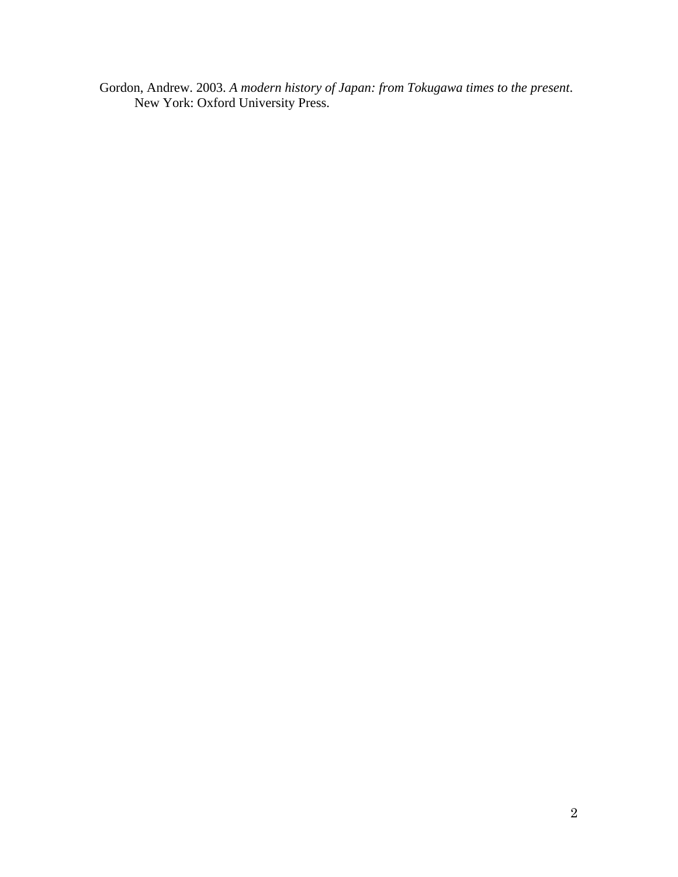Gordon, Andrew. 2003. *A modern history of Japan: from Tokugawa times to the present*. New York: Oxford University Press.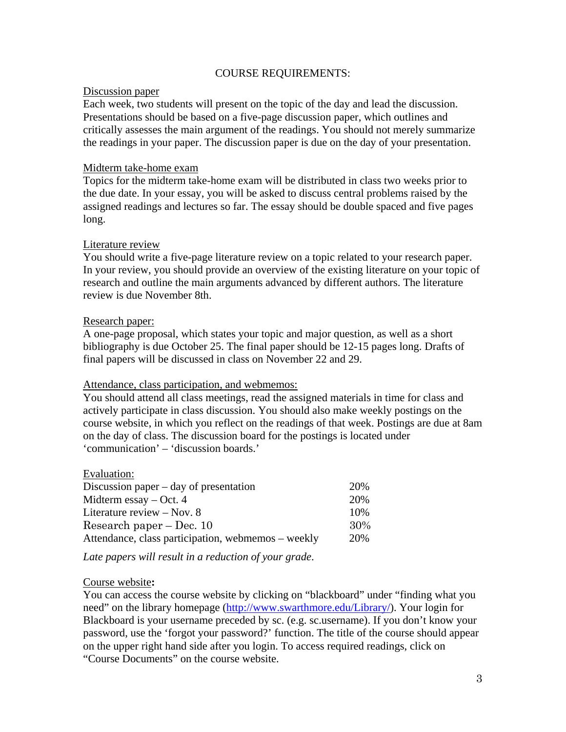## COURSE REQUIREMENTS:

### Discussion paper

Each week, two students will present on the topic of the day and lead the discussion. Presentations should be based on a five-page discussion paper, which outlines and critically assesses the main argument of the readings. You should not merely summarize the readings in your paper. The discussion paper is due on the day of your presentation.

### Midterm take-home exam

Topics for the midterm take-home exam will be distributed in class two weeks prior to the due date. In your essay, you will be asked to discuss central problems raised by the assigned readings and lectures so far. The essay should be double spaced and five pages long.

### Literature review

You should write a five-page literature review on a topic related to your research paper. In your review, you should provide an overview of the existing literature on your topic of research and outline the main arguments advanced by different authors. The literature review is due November 8th.

### Research paper:

A one-page proposal, which states your topic and major question, as well as a short bibliography is due October 25. The final paper should be 12-15 pages long. Drafts of final papers will be discussed in class on November 22 and 29.

### Attendance, class participation, and webmemos:

You should attend all class meetings, read the assigned materials in time for class and actively participate in class discussion. You should also make weekly postings on the course website, in which you reflect on the readings of that week. Postings are due at 8am on the day of class. The discussion board for the postings is located under 'communication' – 'discussion boards.'

### Evaluation:

| | |
|---|---|
| Discussion paper – day of presentation | 20% |
| Midterm essay – Oct. 4 | 20% |
| Literature review – Nov. 8 | 10% |
| Research paper – Dec. 10 | 30% |
| Attendance, class participation, webmemos – weekly | 20% |

*Late papers will result in a reduction of your grade.*

### Course website**:**

You can access the course website by clicking on "blackboard" under "finding what you need" on the library homepage (http://www.swarthmore.edu/Library/). Your login for Blackboard is your username preceded by sc. (e.g. sc.username). If you don't know your password, use the 'forgot your password?' function. The title of the course should appear on the upper right hand side after you login. To access required readings, click on "Course Documents" on the course website.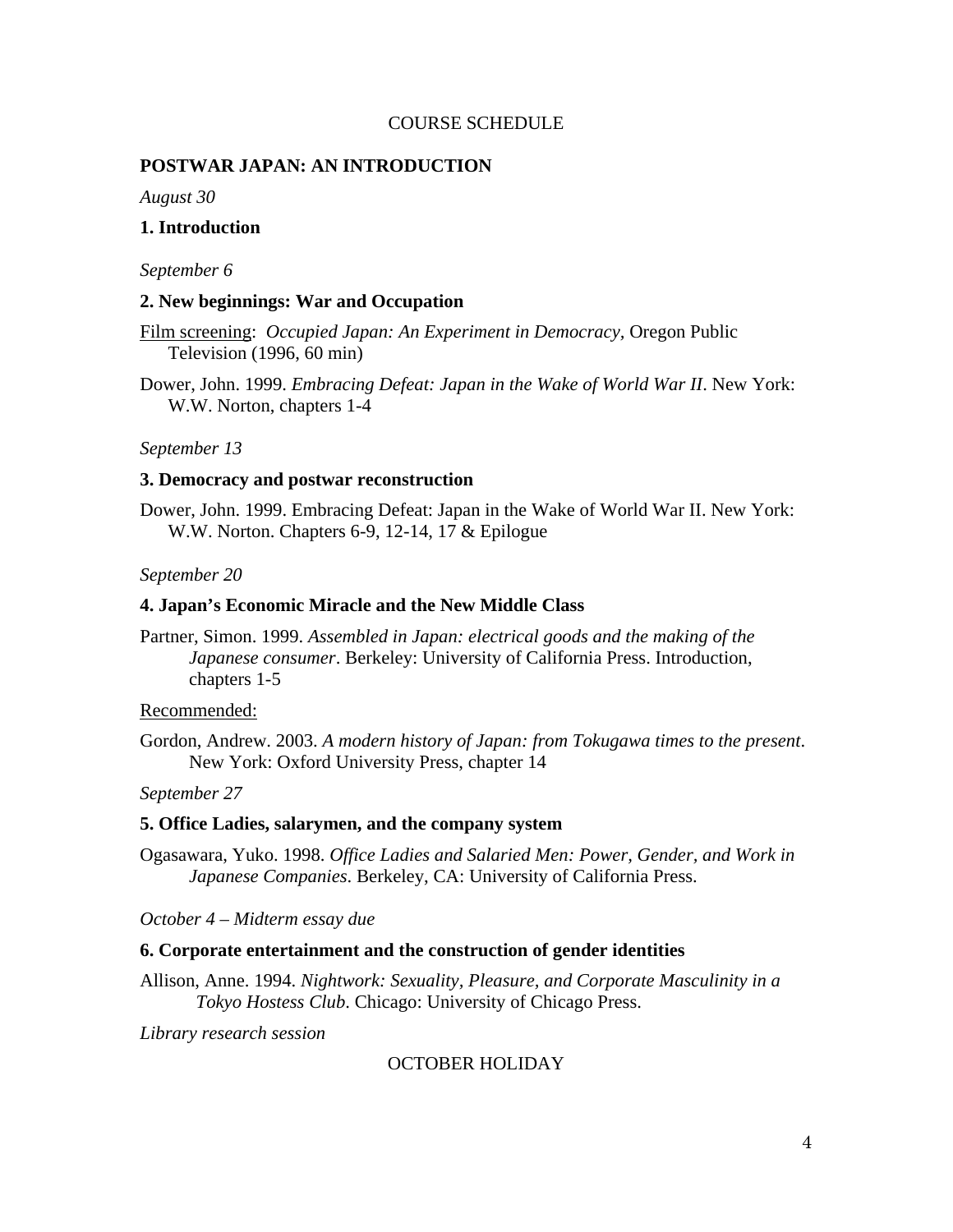COURSE SCHEDULE

## POSTWAR JAPAN: AN INTRODUCTION

*August 30*

### 1. Introduction

*September 6*

### 2. New beginnings: War and Occupation

Film screening: *Occupied Japan: An Experiment in Democracy*, Oregon Public Television (1996, 60 min)

Dower, John. 1999. *Embracing Defeat: Japan in the Wake of World War II*. New York: W.W. Norton, chapters 1-4

*September 13*

### 3. Democracy and postwar reconstruction

Dower, John. 1999. Embracing Defeat: Japan in the Wake of World War II. New York: W.W. Norton. Chapters 6-9, 12-14, 17 & Epilogue

*September 20*

### 4. Japan's Economic Miracle and the New Middle Class

Partner, Simon. 1999. *Assembled in Japan: electrical goods and the making of the Japanese consumer*. Berkeley: University of California Press. Introduction, chapters 1-5

Recommended:

Gordon, Andrew. 2003. *A modern history of Japan: from Tokugawa times to the present*. New York: Oxford University Press, chapter 14

*September 27*

### 5. Office Ladies, salarymen, and the company system

Ogasawara, Yuko. 1998. *Office Ladies and Salaried Men: Power, Gender, and Work in Japanese Companies*. Berkeley, CA: University of California Press.

*October 4 – Midterm essay due*

### 6. Corporate entertainment and the construction of gender identities

Allison, Anne. 1994. *Nightwork: Sexuality, Pleasure, and Corporate Masculinity in a Tokyo Hostess Club*. Chicago: University of Chicago Press.

*Library research session*

OCTOBER HOLIDAY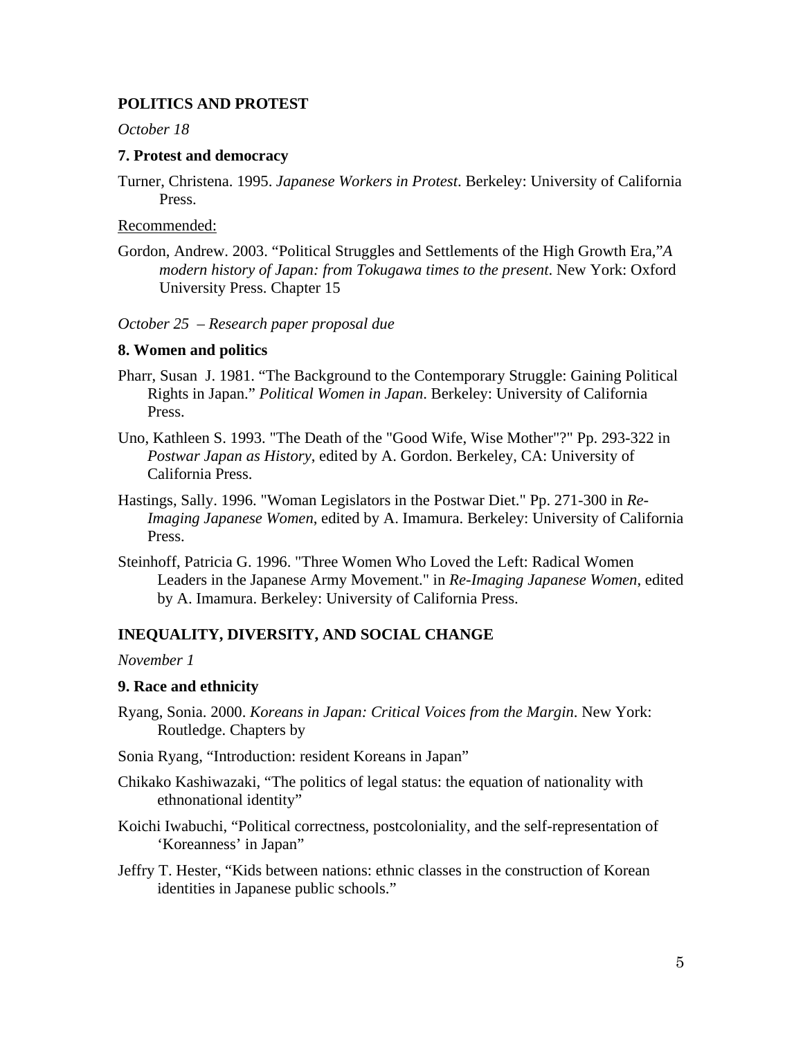## POLITICS AND PROTEST

*October 18*

### 7. Protest and democracy

Turner, Christena. 1995. *Japanese Workers in Protest*. Berkeley: University of California Press.

Recommended:

Gordon, Andrew. 2003. "Political Struggles and Settlements of the High Growth Era,"*A modern history of Japan: from Tokugawa times to the present*. New York: Oxford University Press. Chapter 15

*October 25 – Research paper proposal due*

### 8. Women and politics

Pharr, Susan J. 1981. "The Background to the Contemporary Struggle: Gaining Political Rights in Japan." *Political Women in Japan*. Berkeley: University of California Press.

Uno, Kathleen S. 1993. "The Death of the "Good Wife, Wise Mother"?" Pp. 293-322 in *Postwar Japan as History*, edited by A. Gordon. Berkeley, CA: University of California Press.

Hastings, Sally. 1996. "Woman Legislators in the Postwar Diet." Pp. 271-300 in *Re-Imaging Japanese Women*, edited by A. Imamura. Berkeley: University of California Press.

Steinhoff, Patricia G. 1996. "Three Women Who Loved the Left: Radical Women Leaders in the Japanese Army Movement." in *Re-Imaging Japanese Women*, edited by A. Imamura. Berkeley: University of California Press.

## INEQUALITY, DIVERSITY, AND SOCIAL CHANGE

*November 1*

### 9. Race and ethnicity

Ryang, Sonia. 2000. *Koreans in Japan: Critical Voices from the Margin*. New York: Routledge. Chapters by

Sonia Ryang, "Introduction: resident Koreans in Japan"

Chikako Kashiwazaki, "The politics of legal status: the equation of nationality with ethnonational identity"

Koichi Iwabuchi, "Political correctness, postcoloniality, and the self-representation of 'Koreanness' in Japan"

Jeffry T. Hester, "Kids between nations: ethnic classes in the construction of Korean identities in Japanese public schools."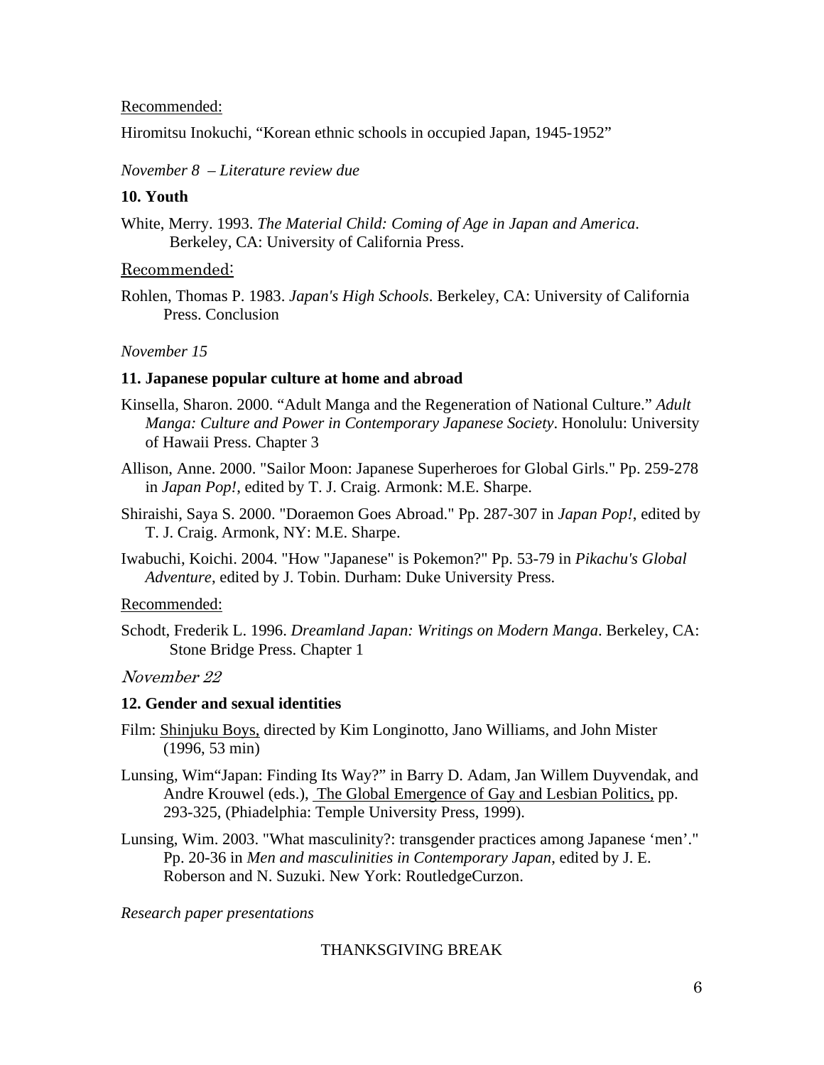Recommended:

Hiromitsu Inokuchi, "Korean ethnic schools in occupied Japan, 1945-1952"

*November 8 – Literature review due*

**10. Youth**

White, Merry. 1993. *The Material Child: Coming of Age in Japan and America*. Berkeley, CA: University of California Press.

Recommended:

Rohlen, Thomas P. 1983. *Japan's High Schools*. Berkeley, CA: University of California Press. Conclusion

*November 15*

**11. Japanese popular culture at home and abroad**

Kinsella, Sharon. 2000. "Adult Manga and the Regeneration of National Culture." *Adult Manga: Culture and Power in Contemporary Japanese Society*. Honolulu: University of Hawaii Press. Chapter 3

Allison, Anne. 2000. "Sailor Moon: Japanese Superheroes for Global Girls." Pp. 259-278 in *Japan Pop!*, edited by T. J. Craig. Armonk: M.E. Sharpe.

Shiraishi, Saya S. 2000. "Doraemon Goes Abroad." Pp. 287-307 in *Japan Pop!*, edited by T. J. Craig. Armonk, NY: M.E. Sharpe.

Iwabuchi, Koichi. 2004. "How "Japanese" is Pokemon?" Pp. 53-79 in *Pikachu's Global Adventure*, edited by J. Tobin. Durham: Duke University Press.

Recommended:

Schodt, Frederik L. 1996. *Dreamland Japan: Writings on Modern Manga*. Berkeley, CA: Stone Bridge Press. Chapter 1

*November 22*

**12. Gender and sexual identities**

Film: Shinjuku Boys, directed by Kim Longinotto, Jano Williams, and John Mister (1996, 53 min)

Lunsing, Wim"Japan: Finding Its Way?" in Barry D. Adam, Jan Willem Duyvendak, and Andre Krouwel (eds.), The Global Emergence of Gay and Lesbian Politics, pp. 293-325, (Phiadelphia: Temple University Press, 1999).

Lunsing, Wim. 2003. "What masculinity?: transgender practices among Japanese 'men'." Pp. 20-36 in *Men and masculinities in Contemporary Japan*, edited by J. E. Roberson and N. Suzuki. New York: RoutledgeCurzon.

*Research paper presentations*

THANKSGIVING BREAK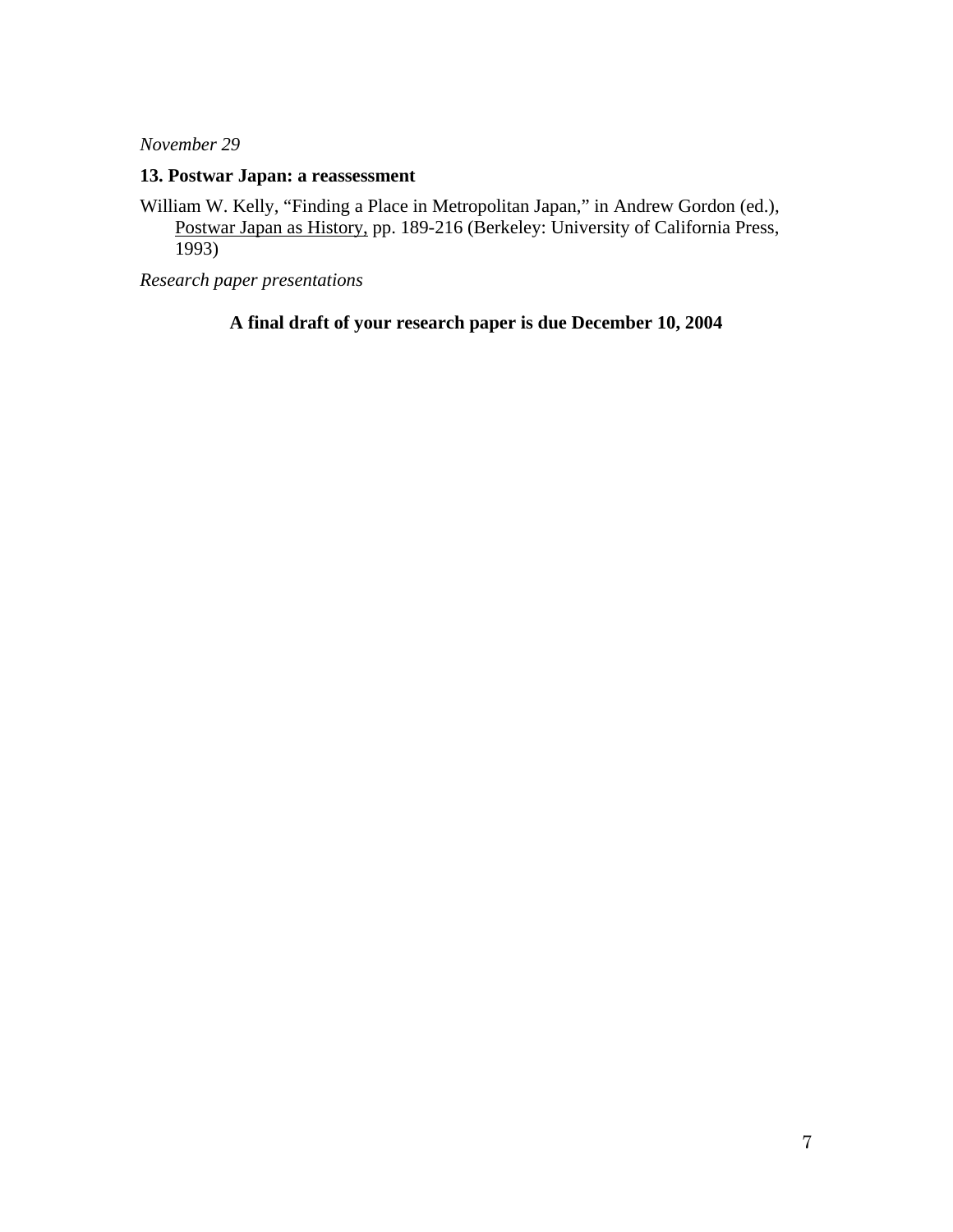*November 29*

**13. Postwar Japan: a reassessment**

William W. Kelly, "Finding a Place in Metropolitan Japan," in Andrew Gordon (ed.), <u>Postwar Japan as History,</u> pp. 189-216 (Berkeley: University of California Press, 1993)

*Research paper presentations*

**A final draft of your research paper is due December 10, 2004**